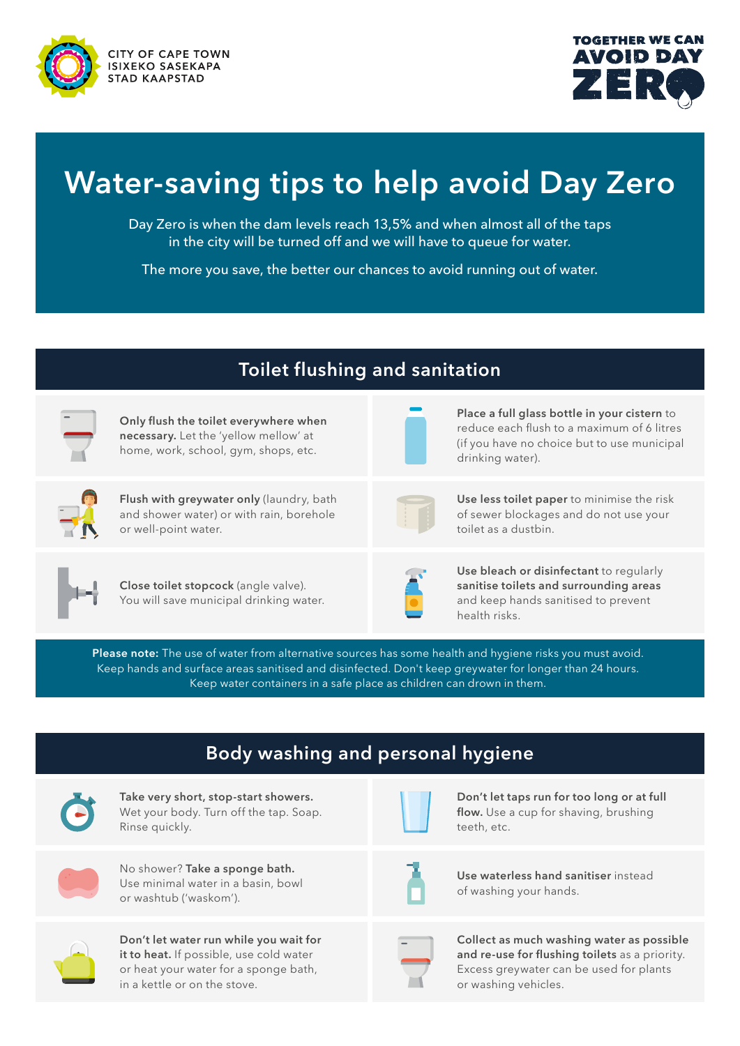CITY OF CAPE TOWN
ISIXEKO SASEKAPA
STAD KAAPSTAD

TOGETHER WE CAN AVOID DAY ZERO

# Water-saving tips to help avoid Day Zero

Day Zero is when the dam levels reach 13,5% and when almost all of the taps in the city will be turned off and we will have to queue for water.

The more you save, the better our chances to avoid running out of water.

## Toilet flushing and sanitation

**Only flush the toilet everywhere when necessary.** Let the 'yellow mellow' at home, work, school, gym, shops, etc.

**Place a full glass bottle in your cistern** to reduce each flush to a maximum of 6 litres (if you have no choice but to use municipal drinking water).

**Flush with greywater only** (laundry, bath and shower water) or with rain, borehole or well-point water.

**Use less toilet paper** to minimise the risk of sewer blockages and do not use your toilet as a dustbin.

**Close toilet stopcock** (angle valve). You will save municipal drinking water.

**Use bleach or disinfectant** to regularly **sanitise toilets and surrounding areas** and keep hands sanitised to prevent health risks.

**Please note:** The use of water from alternative sources has some health and hygiene risks you must avoid. Keep hands and surface areas sanitised and disinfected. Don't keep greywater for longer than 24 hours. Keep water containers in a safe place as children can drown in them.

## Body washing and personal hygiene

**Take very short, stop-start showers.** Wet your body. Turn off the tap. Soap. Rinse quickly.

**Don't let taps run for too long or at full flow.** Use a cup for shaving, brushing teeth, etc.

No shower? **Take a sponge bath.** Use minimal water in a basin, bowl or washtub ('waskom').

**Use waterless hand sanitiser** instead of washing your hands.

**Don't let water run while you wait for it to heat.** If possible, use cold water or heat your water for a sponge bath, in a kettle or on the stove.

**Collect as much washing water as possible and re-use for flushing toilets** as a priority. Excess greywater can be used for plants or washing vehicles.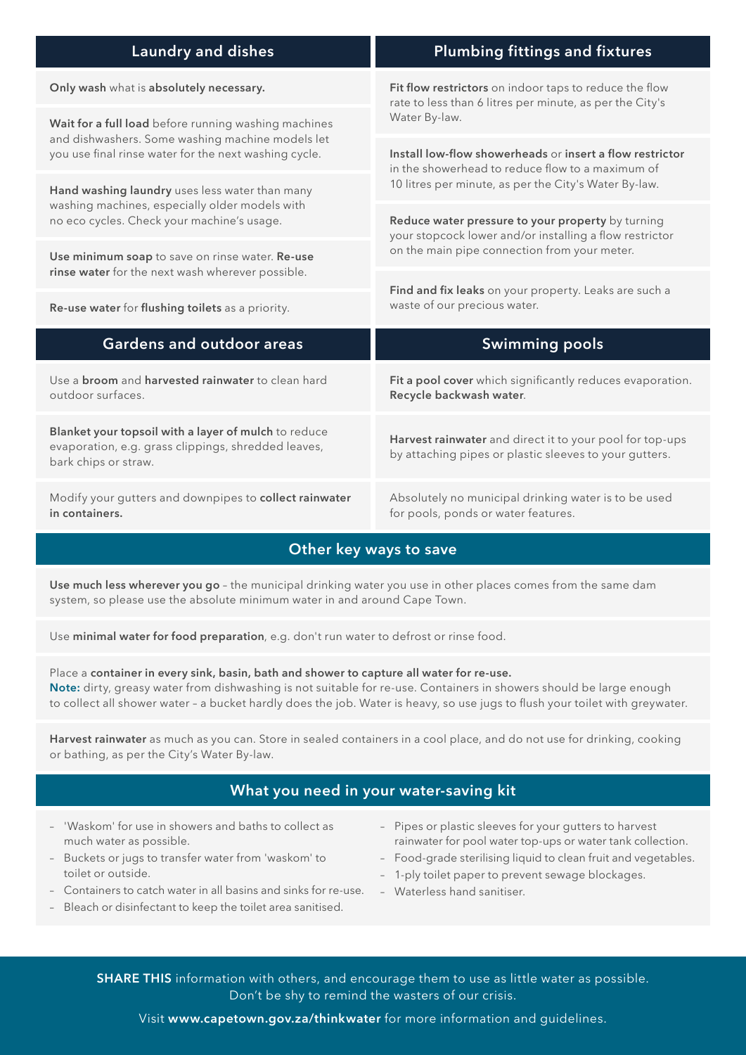## Laundry and dishes

**Only wash** what is **absolutely necessary.**

**Wait for a full load** before running washing machines and dishwashers. Some washing machine models let you use final rinse water for the next washing cycle.

**Hand washing laundry** uses less water than many washing machines, especially older models with no eco cycles. Check your machine's usage.

**Use minimum soap** to save on rinse water. **Re-use rinse water** for the next wash wherever possible.

**Re-use water** for **flushing toilets** as a priority.

## Plumbing fittings and fixtures

**Fit flow restrictors** on indoor taps to reduce the flow rate to less than 6 litres per minute, as per the City's Water By-law.

**Install low-flow showerheads** or **insert a flow restrictor** in the showerhead to reduce flow to a maximum of 10 litres per minute, as per the City's Water By-law.

**Reduce water pressure to your property** by turning your stopcock lower and/or installing a flow restrictor on the main pipe connection from your meter.

**Find and fix leaks** on your property. Leaks are such a waste of our precious water.

## Gardens and outdoor areas

Use a **broom** and **harvested rainwater** to clean hard outdoor surfaces.

**Blanket your topsoil with a layer of mulch** to reduce evaporation, e.g. grass clippings, shredded leaves, bark chips or straw.

Modify your gutters and downpipes to **collect rainwater in containers.**

## Swimming pools

**Fit a pool cover** which significantly reduces evaporation. **Recycle backwash water**.

**Harvest rainwater** and direct it to your pool for top-ups by attaching pipes or plastic sleeves to your gutters.

Absolutely no municipal drinking water is to be used for pools, ponds or water features.

## Other key ways to save

**Use much less wherever you go** – the municipal drinking water you use in other places comes from the same dam system, so please use the absolute minimum water in and around Cape Town.

Use **minimal water for food preparation**, e.g. don't run water to defrost or rinse food.

Place a **container in every sink, basin, bath and shower to capture all water for re-use.**
**Note:** dirty, greasy water from dishwashing is not suitable for re-use. Containers in showers should be large enough to collect all shower water – a bucket hardly does the job. Water is heavy, so use jugs to flush your toilet with greywater.

**Harvest rainwater** as much as you can. Store in sealed containers in a cool place, and do not use for drinking, cooking or bathing, as per the City's Water By-law.

## What you need in your water-saving kit

- 'Waskom' for use in showers and baths to collect as much water as possible.
- Buckets or jugs to transfer water from 'waskom' to toilet or outside.
- Containers to catch water in all basins and sinks for re-use.
- Bleach or disinfectant to keep the toilet area sanitised.
- Pipes or plastic sleeves for your gutters to harvest rainwater for pool water top-ups or water tank collection.
- Food-grade sterilising liquid to clean fruit and vegetables.
- 1-ply toilet paper to prevent sewage blockages.
- Waterless hand sanitiser.

**SHARE THIS** information with others, and encourage them to use as little water as possible. Don't be shy to remind the wasters of our crisis.

Visit **www.capetown.gov.za/thinkwater** for more information and guidelines.